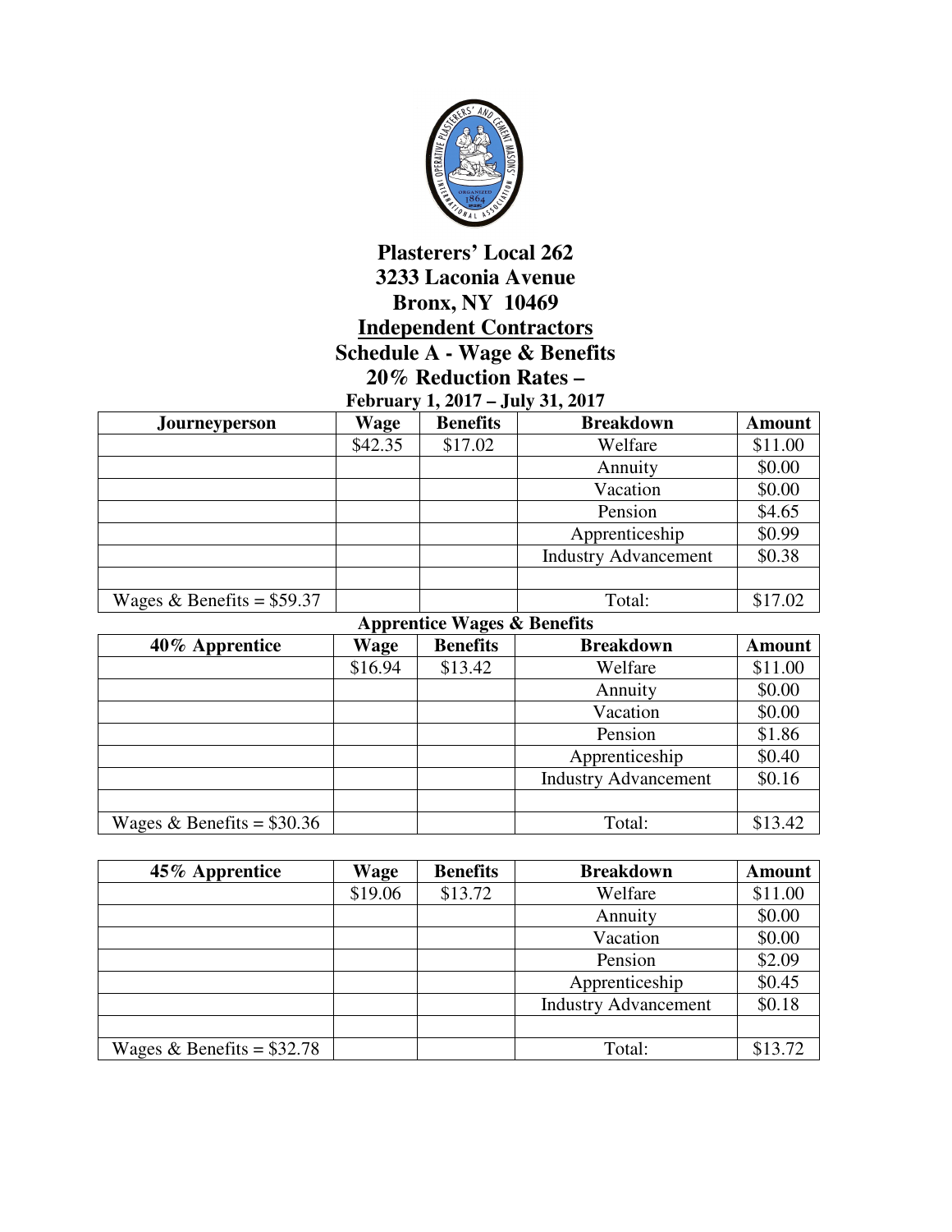# Plasterers' Local 262
## 3233 Laconia Avenue
## Bronx, NY 10469
## Independent Contractors
## Schedule A - Wage & Benefits
## 20% Reduction Rates –
### February 1, 2017 – July 31, 2017

| Journeyperson | Wage | Benefits | Breakdown | Amount |
|---|---|---|---|---|
| | $42.35 | $17.02 | Welfare | $11.00 |
| | | | Annuity | $0.00 |
| | | | Vacation | $0.00 |
| | | | Pension | $4.65 |
| | | | Apprenticeship | $0.99 |
| | | | Industry Advancement | $0.38 |
| | | | | |
| Wages & Benefits = $59.37 | | | Total: | $17.02 |

**Apprentice Wages & Benefits**

| 40% Apprentice | Wage | Benefits | Breakdown | Amount |
|---|---|---|---|---|
| | $16.94 | $13.42 | Welfare | $11.00 |
| | | | Annuity | $0.00 |
| | | | Vacation | $0.00 |
| | | | Pension | $1.86 |
| | | | Apprenticeship | $0.40 |
| | | | Industry Advancement | $0.16 |
| | | | | |
| Wages & Benefits = $30.36 | | | Total: | $13.42 |

| 45% Apprentice | Wage | Benefits | Breakdown | Amount |
|---|---|---|---|---|
| | $19.06 | $13.72 | Welfare | $11.00 |
| | | | Annuity | $0.00 |
| | | | Vacation | $0.00 |
| | | | Pension | $2.09 |
| | | | Apprenticeship | $0.45 |
| | | | Industry Advancement | $0.18 |
| | | | | |
| Wages & Benefits = $32.78 | | | Total: | $13.72 |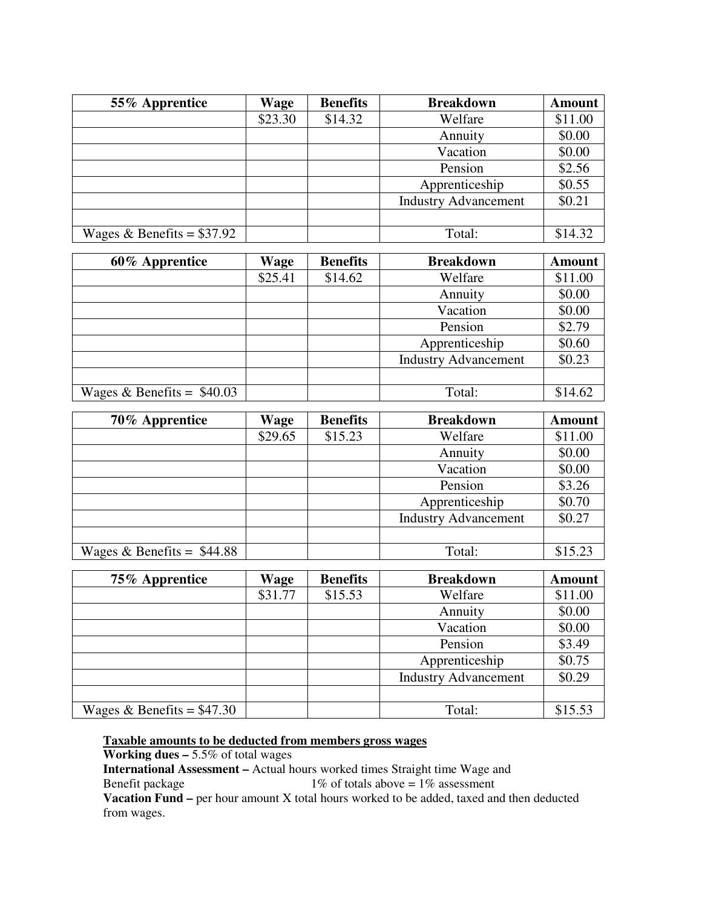| 55% Apprentice | Wage | Benefits | Breakdown | Amount |
|---|---|---|---|---|
| | $23.30 | $14.32 | Welfare | $11.00 |
| | | | Annuity | $0.00 |
| | | | Vacation | $0.00 |
| | | | Pension | $2.56 |
| | | | Apprenticeship | $0.55 |
| | | | Industry Advancement | $0.21 |
| | | | | |
| Wages & Benefits = $37.92 | | | Total: | $14.32 |

| 60% Apprentice | Wage | Benefits | Breakdown | Amount |
|---|---|---|---|---|
| | $25.41 | $14.62 | Welfare | $11.00 |
| | | | Annuity | $0.00 |
| | | | Vacation | $0.00 |
| | | | Pension | $2.79 |
| | | | Apprenticeship | $0.60 |
| | | | Industry Advancement | $0.23 |
| | | | | |
| Wages & Benefits = $40.03 | | | Total: | $14.62 |

| 70% Apprentice | Wage | Benefits | Breakdown | Amount |
|---|---|---|---|---|
| | $29.65 | $15.23 | Welfare | $11.00 |
| | | | Annuity | $0.00 |
| | | | Vacation | $0.00 |
| | | | Pension | $3.26 |
| | | | Apprenticeship | $0.70 |
| | | | Industry Advancement | $0.27 |
| | | | | |
| Wages & Benefits = $44.88 | | | Total: | $15.23 |

| 75% Apprentice | Wage | Benefits | Breakdown | Amount |
|---|---|---|---|---|
| | $31.77 | $15.53 | Welfare | $11.00 |
| | | | Annuity | $0.00 |
| | | | Vacation | $0.00 |
| | | | Pension | $3.49 |
| | | | Apprenticeship | $0.75 |
| | | | Industry Advancement | $0.29 |
| | | | | |
| Wages & Benefits = $47.30 | | | Total: | $15.53 |

**Taxable amounts to be deducted from members gross wages**

**Working dues –** 5.5% of total wages

**International Assessment –** Actual hours worked times Straight time Wage and Benefit package 1% of totals above = 1% assessment

**Vacation Fund –** per hour amount X total hours worked to be added, taxed and then deducted from wages.